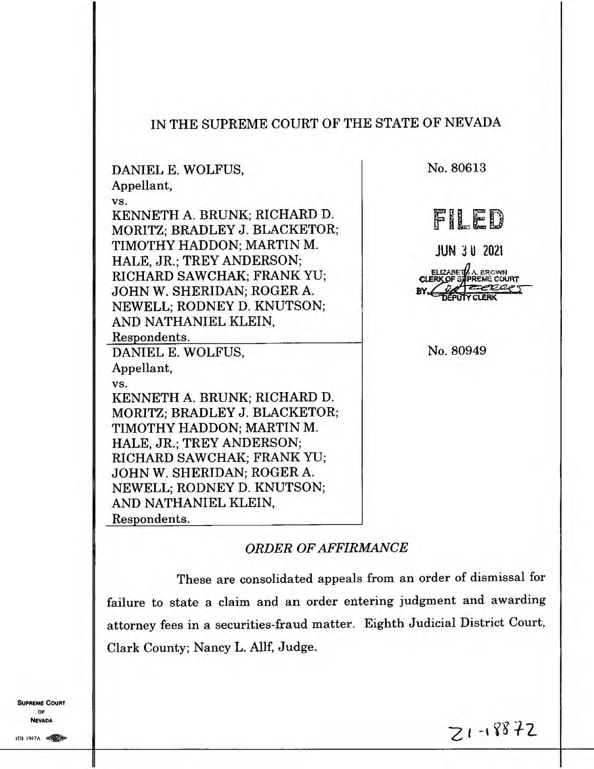# IN THE SUPREME COURT OF THE STATE OF NEVADA

| | |
|---|---|
| DANIEL E. WOLFUS,<br>Appellant,<br>vs.<br>KENNETH A. BRUNK; RICHARD D. MORITZ; BRADLEY J. BLACKETOR; TIMOTHY HADDON; MARTIN M. HALE, JR.; TREY ANDERSON; RICHARD SAWCHAK; FRANK YU; JOHN W. SHERIDAN; ROGER A. NEWELL; RODNEY D. KNUTSON; AND NATHANIEL KLEIN,<br>Respondents. | No. 80613<br><br>**FILED**<br>JUN 30 2021<br>ELIZABETH A. BROWN<br>CLERK OF SUPREME COURT<br>BY [signature]<br>DEPUTY CLERK |
| DANIEL E. WOLFUS,<br>Appellant,<br>vs.<br>KENNETH A. BRUNK; RICHARD D. MORITZ; BRADLEY J. BLACKETOR; TIMOTHY HADDON; MARTIN M. HALE, JR.; TREY ANDERSON; RICHARD SAWCHAK; FRANK YU; JOHN W. SHERIDAN; ROGER A. NEWELL; RODNEY D. KNUTSON; AND NATHANIEL KLEIN,<br>Respondents. | No. 80949 |

## *ORDER OF AFFIRMANCE*

These are consolidated appeals from an order of dismissal for failure to state a claim and an order entering judgment and awarding attorney fees in a securities-fraud matter. Eighth Judicial District Court, Clark County; Nancy L. Allf, Judge.

21-18872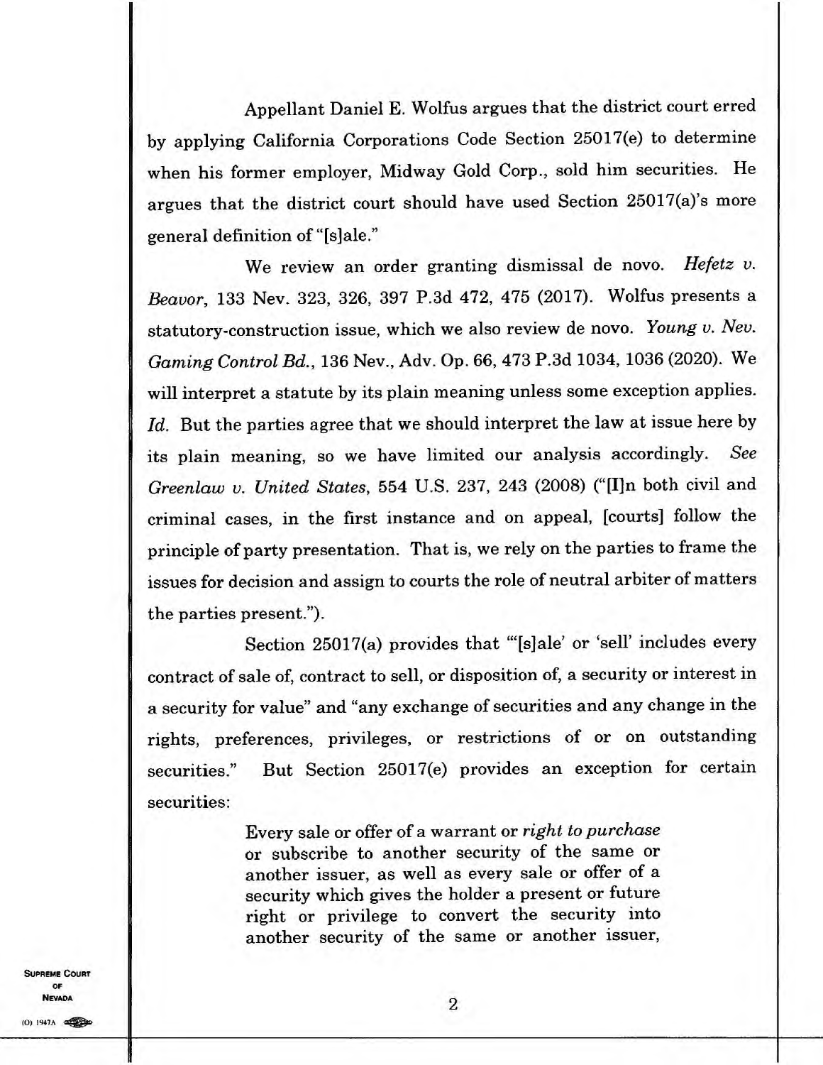Appellant Daniel E. Wolfus argues that the district court erred by applying California Corporations Code Section 25017(e) to determine when his former employer, Midway Gold Corp., sold him securities. He argues that the district court should have used Section 25017(a)'s more general definition of "[s]ale."

We review an order granting dismissal de novo. *Hefetz v. Beavor*, 133 Nev. 323, 326, 397 P.3d 472, 475 (2017). Wolfus presents a statutory-construction issue, which we also review de novo. *Young v. Nev. Gaming Control Bd.*, 136 Nev., Adv. Op. 66, 473 P.3d 1034, 1036 (2020). We will interpret a statute by its plain meaning unless some exception applies. *Id.* But the parties agree that we should interpret the law at issue here by its plain meaning, so we have limited our analysis accordingly. *See Greenlaw v. United States*, 554 U.S. 237, 243 (2008) ("[I]n both civil and criminal cases, in the first instance and on appeal, [courts] follow the principle of party presentation. That is, we rely on the parties to frame the issues for decision and assign to courts the role of neutral arbiter of matters the parties present.").

Section 25017(a) provides that "'[s]ale' or 'sell' includes every contract of sale of, contract to sell, or disposition of, a security or interest in a security for value" and "any exchange of securities and any change in the rights, preferences, privileges, or restrictions of or on outstanding securities." But Section 25017(e) provides an exception for certain securities:

> Every sale or offer of a warrant or *right to purchase* or subscribe to another security of the same or another issuer, as well as every sale or offer of a security which gives the holder a present or future right or privilege to convert the security into another security of the same or another issuer,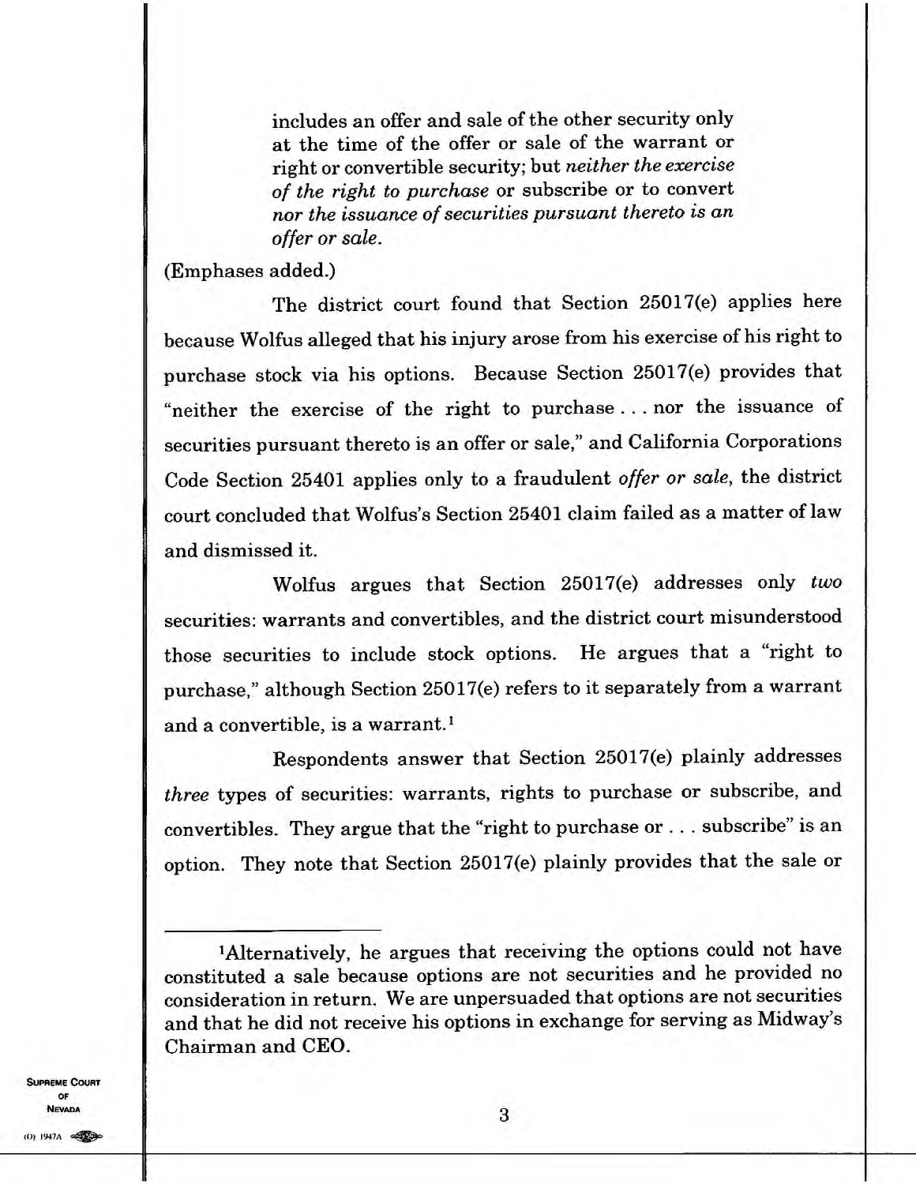> includes an offer and sale of the other security only at the time of the offer or sale of the warrant or right or convertible security; but *neither the exercise of the right to purchase* or subscribe or to convert *nor the issuance of securities pursuant thereto is an offer or sale.*

(Emphases added.)

The district court found that Section 25017(e) applies here because Wolfus alleged that his injury arose from his exercise of his right to purchase stock via his options. Because Section 25017(e) provides that "neither the exercise of the right to purchase . . . nor the issuance of securities pursuant thereto is an offer or sale," and California Corporations Code Section 25401 applies only to a fraudulent *offer or sale*, the district court concluded that Wolfus's Section 25401 claim failed as a matter of law and dismissed it.

Wolfus argues that Section 25017(e) addresses only *two* securities: warrants and convertibles, and the district court misunderstood those securities to include stock options. He argues that a "right to purchase," although Section 25017(e) refers to it separately from a warrant and a convertible, is a warrant.[1]

Respondents answer that Section 25017(e) plainly addresses *three* types of securities: warrants, rights to purchase or subscribe, and convertibles. They argue that the "right to purchase or . . . subscribe" is an option. They note that Section 25017(e) plainly provides that the sale or

---

[1]Alternatively, he argues that receiving the options could not have constituted a sale because options are not securities and he provided no consideration in return. We are unpersuaded that options are not securities and that he did not receive his options in exchange for serving as Midway's Chairman and CEO.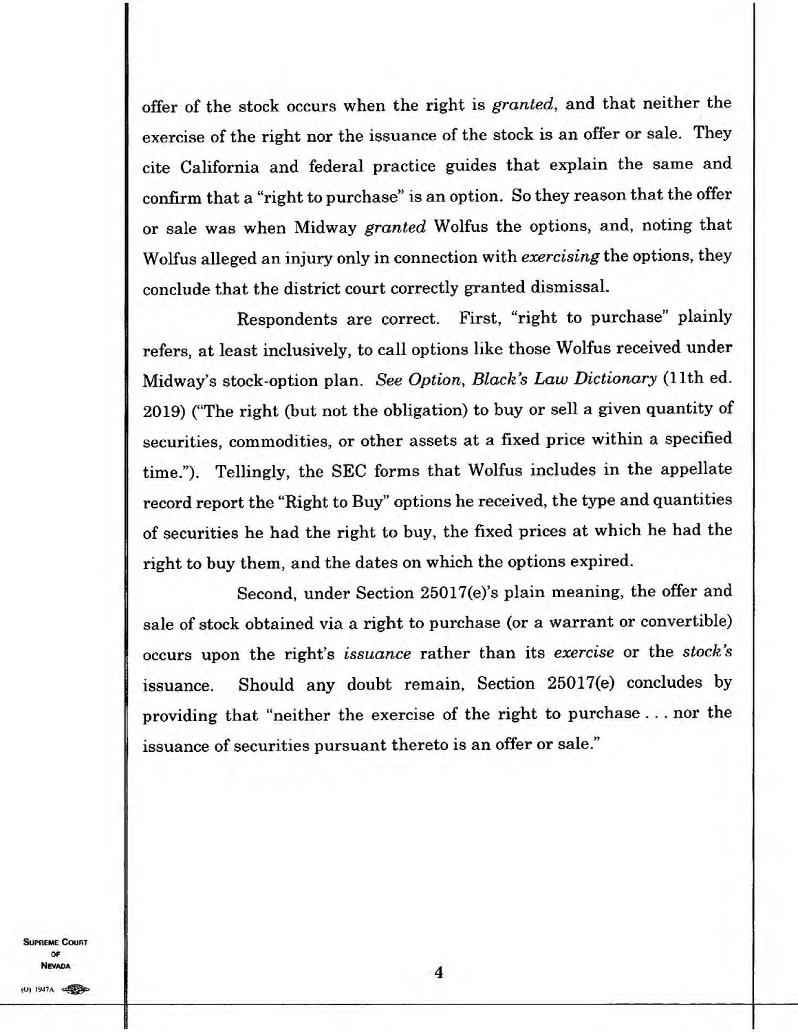offer of the stock occurs when the right is *granted*, and that neither the exercise of the right nor the issuance of the stock is an offer or sale. They cite California and federal practice guides that explain the same and confirm that a "right to purchase" is an option. So they reason that the offer or sale was when Midway *granted* Wolfus the options, and, noting that Wolfus alleged an injury only in connection with *exercising* the options, they conclude that the district court correctly granted dismissal.

Respondents are correct. First, "right to purchase" plainly refers, at least inclusively, to call options like those Wolfus received under Midway's stock-option plan. *See Option*, *Black's Law Dictionary* (11th ed. 2019) ("The right (but not the obligation) to buy or sell a given quantity of securities, commodities, or other assets at a fixed price within a specified time."). Tellingly, the SEC forms that Wolfus includes in the appellate record report the "Right to Buy" options he received, the type and quantities of securities he had the right to buy, the fixed prices at which he had the right to buy them, and the dates on which the options expired.

Second, under Section 25017(e)'s plain meaning, the offer and sale of stock obtained via a right to purchase (or a warrant or convertible) occurs upon the right's *issuance* rather than its *exercise* or the *stock's* issuance. Should any doubt remain, Section 25017(e) concludes by providing that "neither the exercise of the right to purchase . . . nor the issuance of securities pursuant thereto is an offer or sale."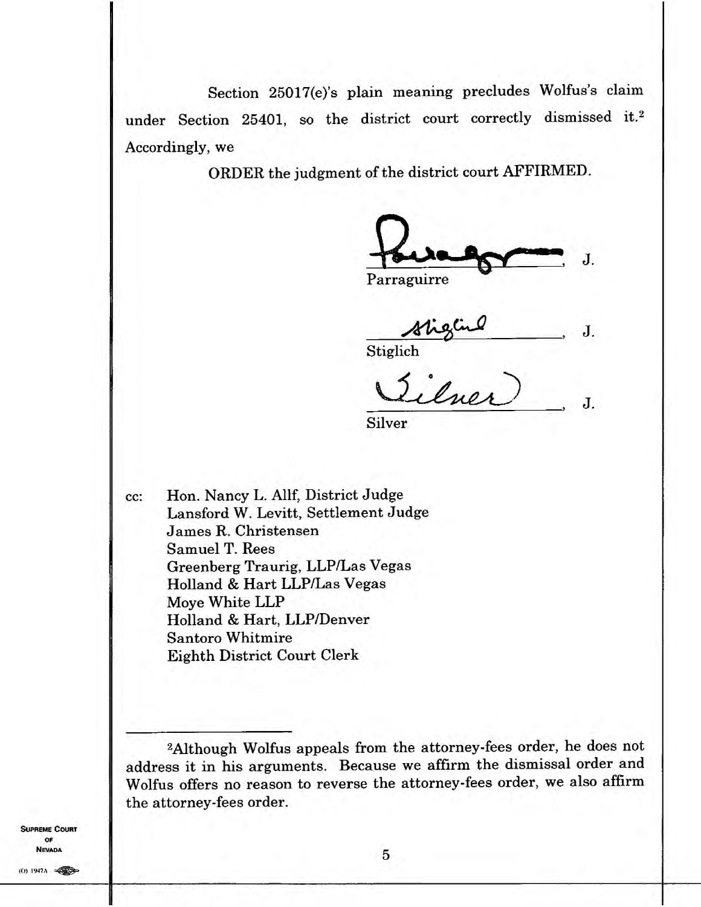Section 25017(e)'s plain meaning precludes Wolfus's claim under Section 25401, so the district court correctly dismissed it.[2] Accordingly, we

ORDER the judgment of the district court AFFIRMED.

_______________, J.
Parraguirre

_______________, J.
Stiglich

_______________, J.
Silver

cc: Hon. Nancy L. Allf, District Judge
Lansford W. Levitt, Settlement Judge
James R. Christensen
Samuel T. Rees
Greenberg Traurig, LLP/Las Vegas
Holland & Hart LLP/Las Vegas
Moye White LLP
Holland & Hart, LLP/Denver
Santoro Whitmire
Eighth District Court Clerk

---

[2]Although Wolfus appeals from the attorney-fees order, he does not address it in his arguments. Because we affirm the dismissal order and Wolfus offers no reason to reverse the attorney-fees order, we also affirm the attorney-fees order.